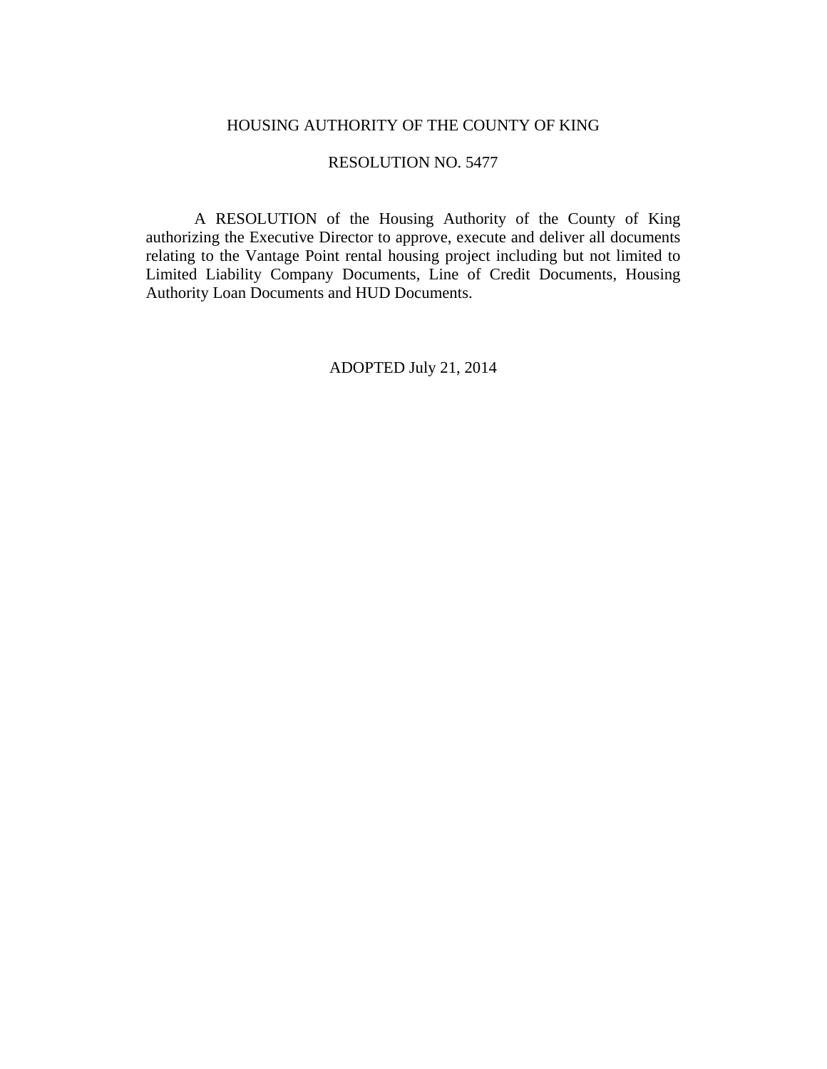# HOUSING AUTHORITY OF THE COUNTY OF KING

## RESOLUTION NO. 5477

A RESOLUTION of the Housing Authority of the County of King authorizing the Executive Director to approve, execute and deliver all documents relating to the Vantage Point rental housing project including but not limited to Limited Liability Company Documents, Line of Credit Documents, Housing Authority Loan Documents and HUD Documents.

ADOPTED July 21, 2014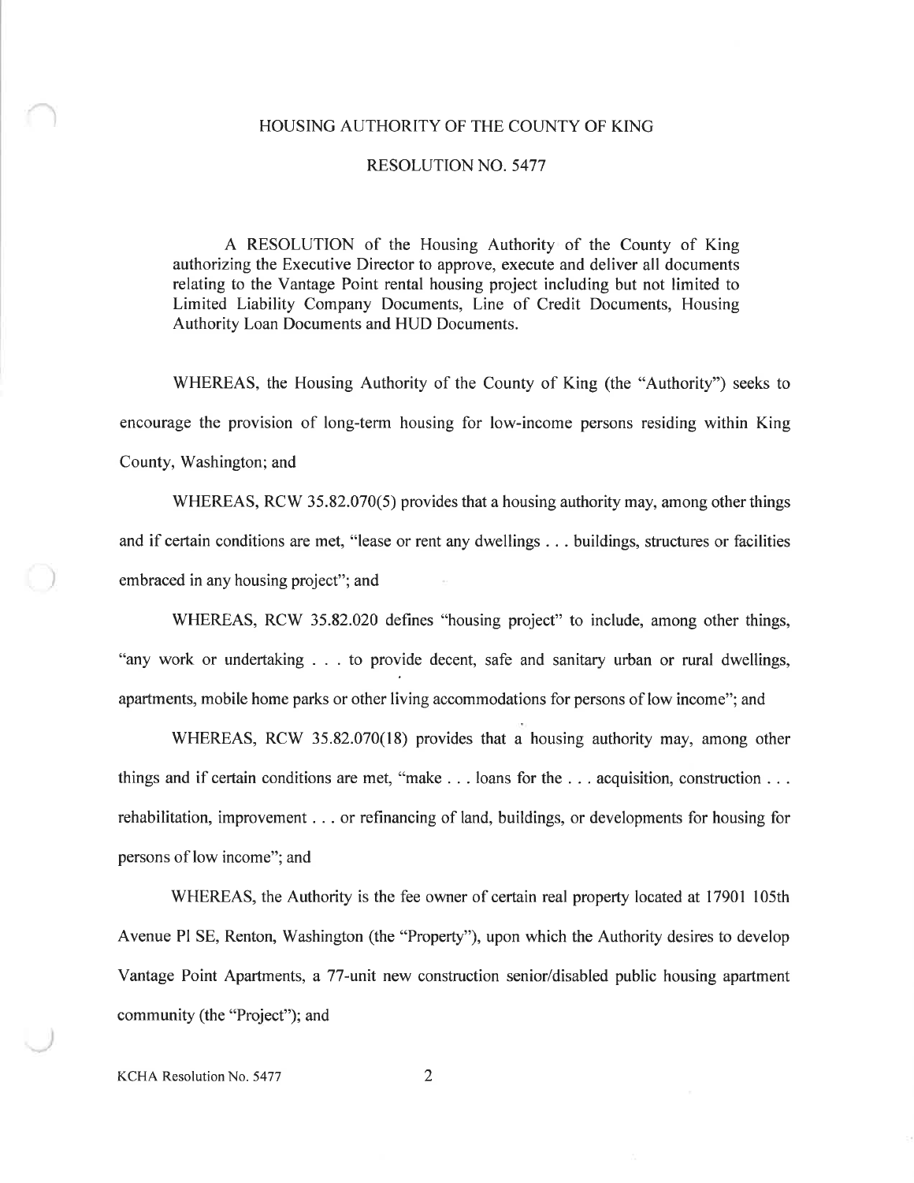HOUSING AUTHORITY OF THE COUNTY OF KING

RESOLUTION NO. 5477

A RESOLUTION of the Housing Authority of the County of King authorizing the Executive Director to approve, execute and deliver all documents relating to the Vantage Point rental housing project including but not limited to Limited Liability Company Documents, Line of Credit Documents, Housing Authority Loan Documents and HUD Documents.

WHEREAS, the Housing Authority of the County of King (the "Authority") seeks to encourage the provision of long-term housing for low-income persons residing within King County, Washington; and

WHEREAS, RCW 35.82.070(5) provides that a housing authority may, among other things and if certain conditions are met, "lease or rent any dwellings . . . buildings, structures or facilities embraced in any housing project"; and

WHEREAS, RCW 35.82.020 defines "housing project" to include, among other things, "any work or undertaking . . . to provide decent, safe and sanitary urban or rural dwellings, apartments, mobile home parks or other living accommodations for persons of low income"; and

WHEREAS, RCW 35.82.070(18) provides that a housing authority may, among other things and if certain conditions are met, "make . . . loans for the . . . acquisition, construction . . . rehabilitation, improvement . . . or refinancing of land, buildings, or developments for housing for persons of low income"; and

WHEREAS, the Authority is the fee owner of certain real property located at 17901 105th Avenue Pl SE, Renton, Washington (the "Property"), upon which the Authority desires to develop Vantage Point Apartments, a 77-unit new construction senior/disabled public housing apartment community (the "Project"); and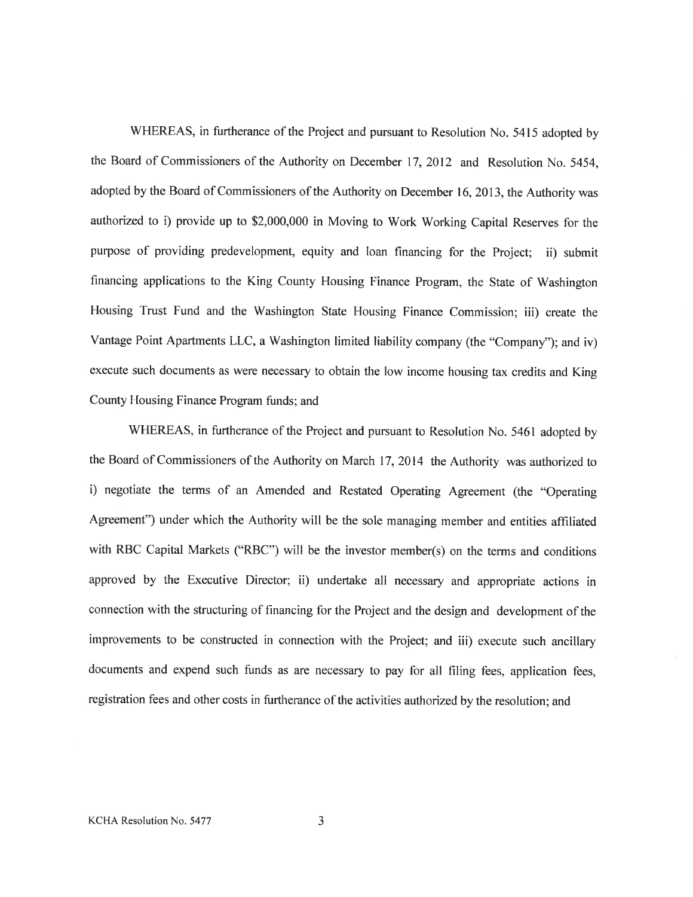WHEREAS, in furtherance of the Project and pursuant to Resolution No. 5415 adopted by the Board of Commissioners of the Authority on December 17, 2012 and Resolution No. 5454, adopted by the Board of Commissioners of the Authority on December 16, 2013, the Authority was authorized to i) provide up to $2,000,000 in Moving to Work Working Capital Reserves for the purpose of providing predevelopment, equity and loan financing for the Project; ii) submit financing applications to the King County Housing Finance Program, the State of Washington Housing Trust Fund and the Washington State Housing Finance Commission; iii) create the Vantage Point Apartments LLC, a Washington limited liability company (the "Company"); and iv) execute such documents as were necessary to obtain the low income housing tax credits and King County Housing Finance Program funds; and

WHEREAS, in furtherance of the Project and pursuant to Resolution No. 5461 adopted by the Board of Commissioners of the Authority on March 17, 2014 the Authority was authorized to i) negotiate the terms of an Amended and Restated Operating Agreement (the "Operating Agreement") under which the Authority will be the sole managing member and entities affiliated with RBC Capital Markets ("RBC") will be the investor member(s) on the terms and conditions approved by the Executive Director; ii) undertake all necessary and appropriate actions in connection with the structuring of financing for the Project and the design and development of the improvements to be constructed in connection with the Project; and iii) execute such ancillary documents and expend such funds as are necessary to pay for all filing fees, application fees, registration fees and other costs in furtherance of the activities authorized by the resolution; and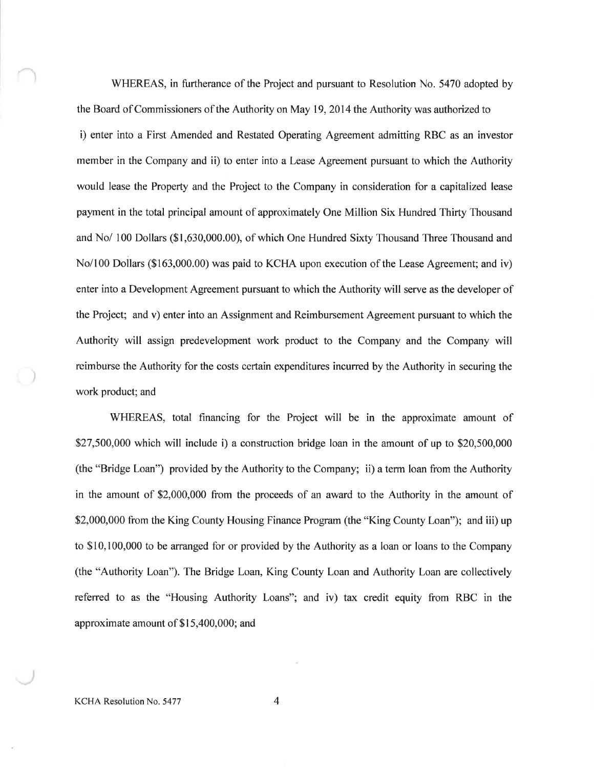WHEREAS, in furtherance of the Project and pursuant to Resolution No. 5470 adopted by the Board of Commissioners of the Authority on May 19, 2014 the Authority was authorized to i) enter into a First Amended and Restated Operating Agreement admitting RBC as an investor member in the Company and ii) to enter into a Lease Agreement pursuant to which the Authority would lease the Property and the Project to the Company in consideration for a capitalized lease payment in the total principal amount of approximately One Million Six Hundred Thirty Thousand and No/ 100 Dollars ($1,630,000.00), of which One Hundred Sixty Thousand Three Thousand and No/100 Dollars ($163,000.00) was paid to KCHA upon execution of the Lease Agreement; and iv) enter into a Development Agreement pursuant to which the Authority will serve as the developer of the Project; and v) enter into an Assignment and Reimbursement Agreement pursuant to which the Authority will assign predevelopment work product to the Company and the Company will reimburse the Authority for the costs certain expenditures incurred by the Authority in securing the work product; and

WHEREAS, total financing for the Project will be in the approximate amount of $27,500,000 which will include i) a construction bridge loan in the amount of up to $20,500,000 (the "Bridge Loan") provided by the Authority to the Company; ii) a term loan from the Authority in the amount of $2,000,000 from the proceeds of an award to the Authority in the amount of $2,000,000 from the King County Housing Finance Program (the "King County Loan"); and iii) up to $10,100,000 to be arranged for or provided by the Authority as a loan or loans to the Company (the "Authority Loan"). The Bridge Loan, King County Loan and Authority Loan are collectively referred to as the "Housing Authority Loans"; and iv) tax credit equity from RBC in the approximate amount of $15,400,000; and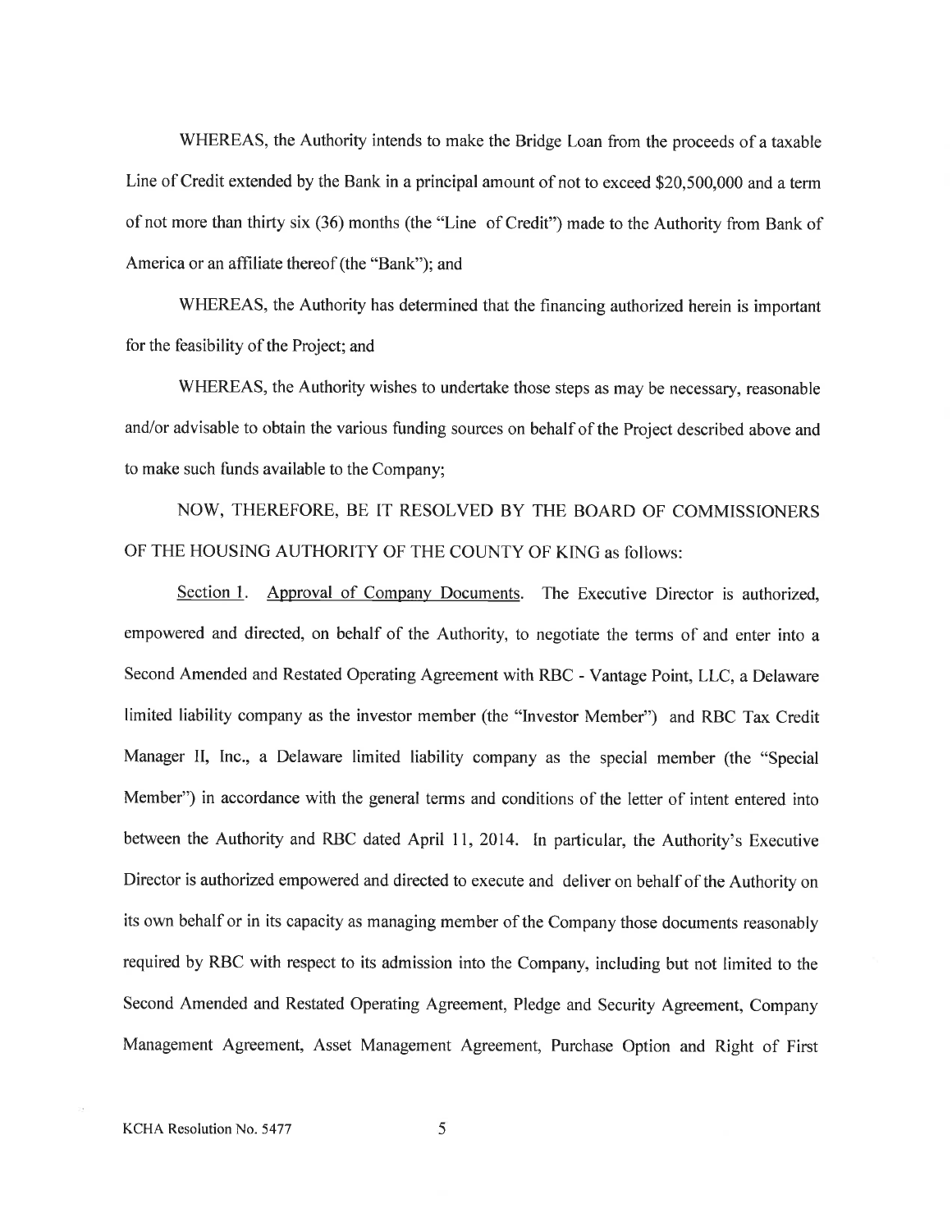WHEREAS, the Authority intends to make the Bridge Loan from the proceeds of a taxable Line of Credit extended by the Bank in a principal amount of not to exceed $20,500,000 and a term of not more than thirty six (36) months (the "Line of Credit") made to the Authority from Bank of America or an affiliate thereof (the "Bank"); and

WHEREAS, the Authority has determined that the financing authorized herein is important for the feasibility of the Project; and

WHEREAS, the Authority wishes to undertake those steps as may be necessary, reasonable and/or advisable to obtain the various funding sources on behalf of the Project described above and to make such funds available to the Company;

NOW, THEREFORE, BE IT RESOLVED BY THE BOARD OF COMMISSIONERS OF THE HOUSING AUTHORITY OF THE COUNTY OF KING as follows:

Section 1. Approval of Company Documents. The Executive Director is authorized, empowered and directed, on behalf of the Authority, to negotiate the terms of and enter into a Second Amended and Restated Operating Agreement with RBC - Vantage Point, LLC, a Delaware limited liability company as the investor member (the "Investor Member") and RBC Tax Credit Manager II, Inc., a Delaware limited liability company as the special member (the "Special Member") in accordance with the general terms and conditions of the letter of intent entered into between the Authority and RBC dated April 11, 2014. In particular, the Authority's Executive Director is authorized empowered and directed to execute and deliver on behalf of the Authority on its own behalf or in its capacity as managing member of the Company those documents reasonably required by RBC with respect to its admission into the Company, including but not limited to the Second Amended and Restated Operating Agreement, Pledge and Security Agreement, Company Management Agreement, Asset Management Agreement, Purchase Option and Right of First

KCHA Resolution No. 5477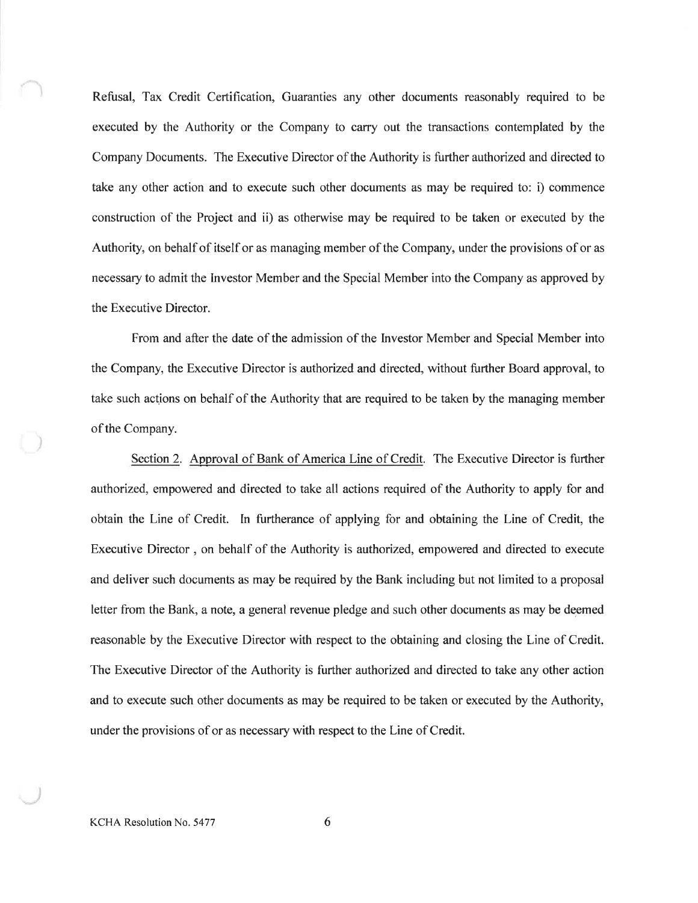Refusal, Tax Credit Certification, Guaranties any other documents reasonably required to be executed by the Authority or the Company to carry out the transactions contemplated by the Company Documents. The Executive Director of the Authority is further authorized and directed to take any other action and to execute such other documents as may be required to: i) commence construction of the Project and ii) as otherwise may be required to be taken or executed by the Authority, on behalf of itself or as managing member of the Company, under the provisions of or as necessary to admit the Investor Member and the Special Member into the Company as approved by the Executive Director.

From and after the date of the admission of the Investor Member and Special Member into the Company, the Executive Director is authorized and directed, without further Board approval, to take such actions on behalf of the Authority that are required to be taken by the managing member of the Company.

Section 2. Approval of Bank of America Line of Credit. The Executive Director is further authorized, empowered and directed to take all actions required of the Authority to apply for and obtain the Line of Credit. In furtherance of applying for and obtaining the Line of Credit, the Executive Director , on behalf of the Authority is authorized, empowered and directed to execute and deliver such documents as may be required by the Bank including but not limited to a proposal letter from the Bank, a note, a general revenue pledge and such other documents as may be deemed reasonable by the Executive Director with respect to the obtaining and closing the Line of Credit. The Executive Director of the Authority is further authorized and directed to take any other action and to execute such other documents as may be required to be taken or executed by the Authority, under the provisions of or as necessary with respect to the Line of Credit.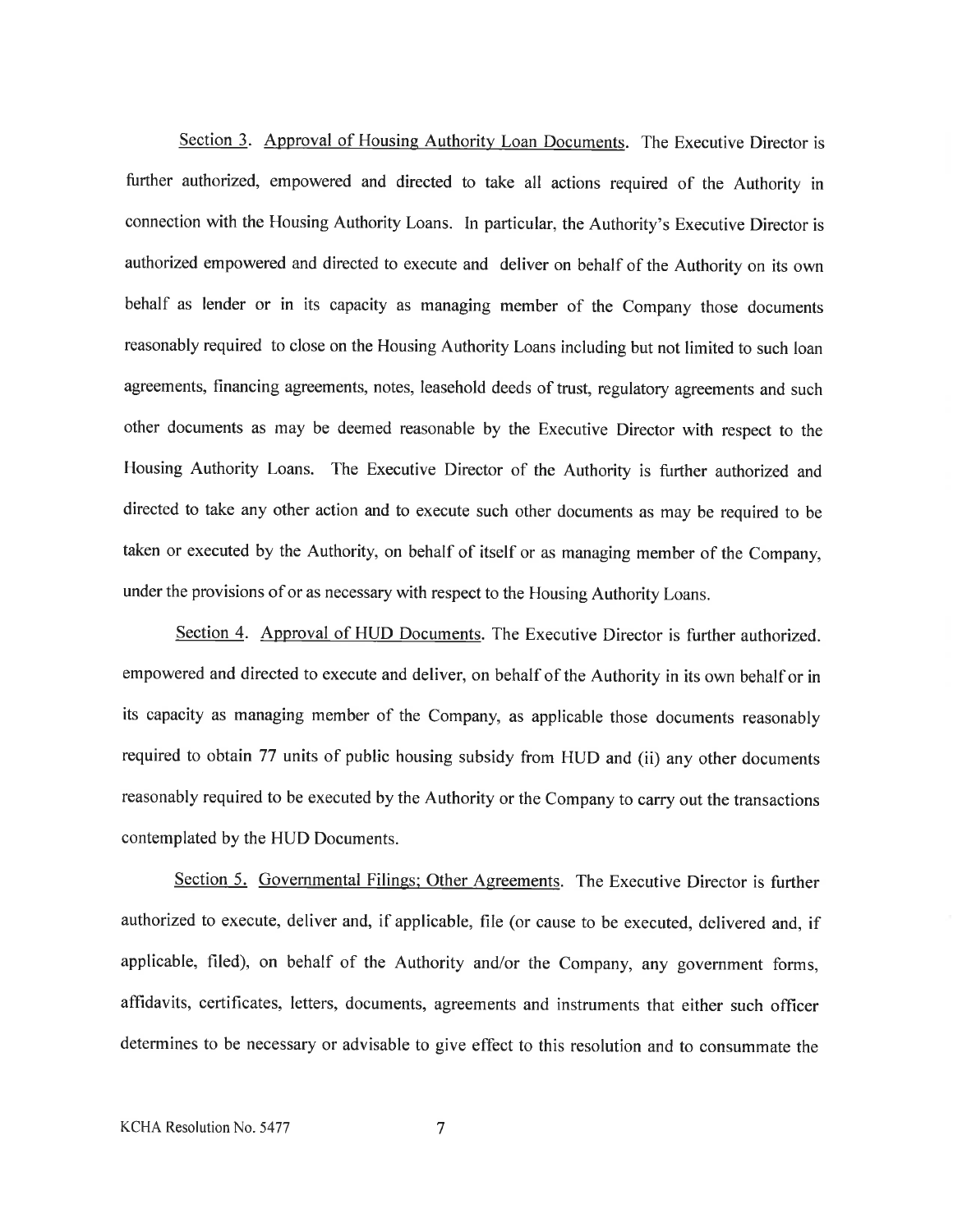Section 3. Approval of Housing Authority Loan Documents. The Executive Director is further authorized, empowered and directed to take all actions required of the Authority in connection with the Housing Authority Loans. In particular, the Authority's Executive Director is authorized empowered and directed to execute and deliver on behalf of the Authority on its own behalf as lender or in its capacity as managing member of the Company those documents reasonably required to close on the Housing Authority Loans including but not limited to such loan agreements, financing agreements, notes, leasehold deeds of trust, regulatory agreements and such other documents as may be deemed reasonable by the Executive Director with respect to the Housing Authority Loans. The Executive Director of the Authority is further authorized and directed to take any other action and to execute such other documents as may be required to be taken or executed by the Authority, on behalf of itself or as managing member of the Company, under the provisions of or as necessary with respect to the Housing Authority Loans.

Section 4. Approval of HUD Documents. The Executive Director is further authorized. empowered and directed to execute and deliver, on behalf of the Authority in its own behalf or in its capacity as managing member of the Company, as applicable those documents reasonably required to obtain 77 units of public housing subsidy from HUD and (ii) any other documents reasonably required to be executed by the Authority or the Company to carry out the transactions contemplated by the HUD Documents.

Section 5. Governmental Filings; Other Agreements. The Executive Director is further authorized to execute, deliver and, if applicable, file (or cause to be executed, delivered and, if applicable, filed), on behalf of the Authority and/or the Company, any government forms, affidavits, certificates, letters, documents, agreements and instruments that either such officer determines to be necessary or advisable to give effect to this resolution and to consummate the

KCHA Resolution No. 5477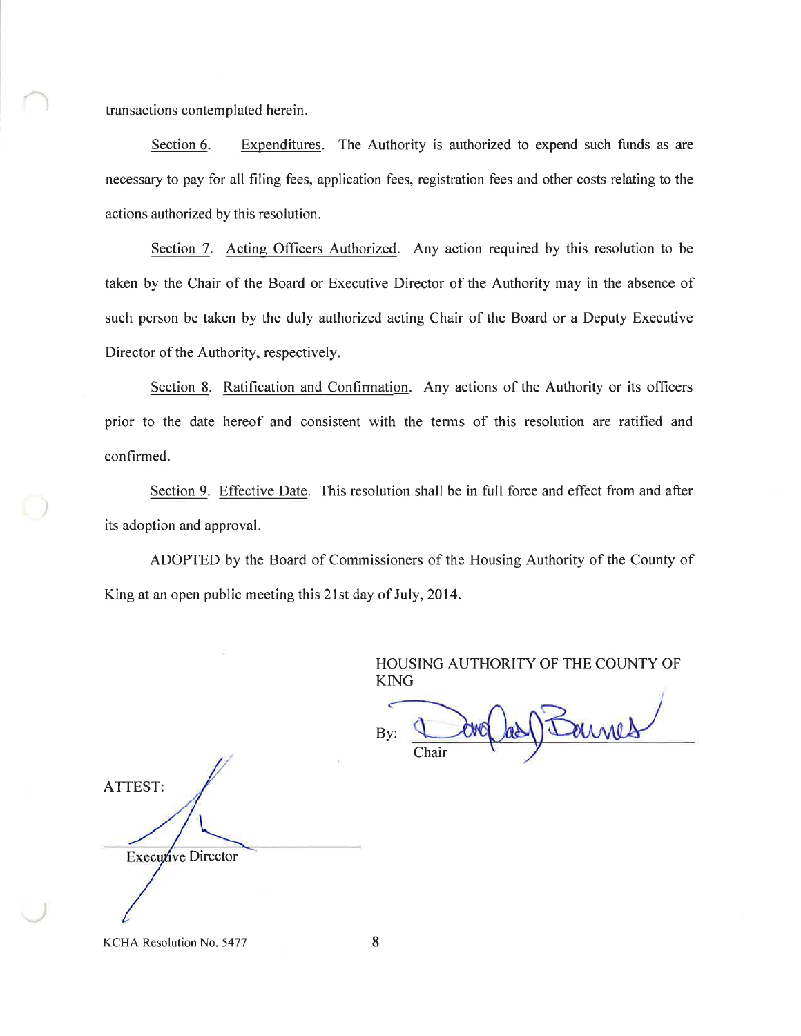transactions contemplated herein.

Section 6. Expenditures. The Authority is authorized to expend such funds as are necessary to pay for all filing fees, application fees, registration fees and other costs relating to the actions authorized by this resolution.

Section 7. Acting Officers Authorized. Any action required by this resolution to be taken by the Chair of the Board or Executive Director of the Authority may in the absence of such person be taken by the duly authorized acting Chair of the Board or a Deputy Executive Director of the Authority, respectively.

Section 8. Ratification and Confirmation. Any actions of the Authority or its officers prior to the date hereof and consistent with the terms of this resolution are ratified and confirmed.

Section 9. Effective Date. This resolution shall be in full force and effect from and after its adoption and approval.

ADOPTED by the Board of Commissioners of the Housing Authority of the County of King at an open public meeting this 21st day of July, 2014.

HOUSING AUTHORITY OF THE COUNTY OF KING

By: ______________________
Chair

ATTEST:

______________________
Executive Director

KCHA Resolution No. 5477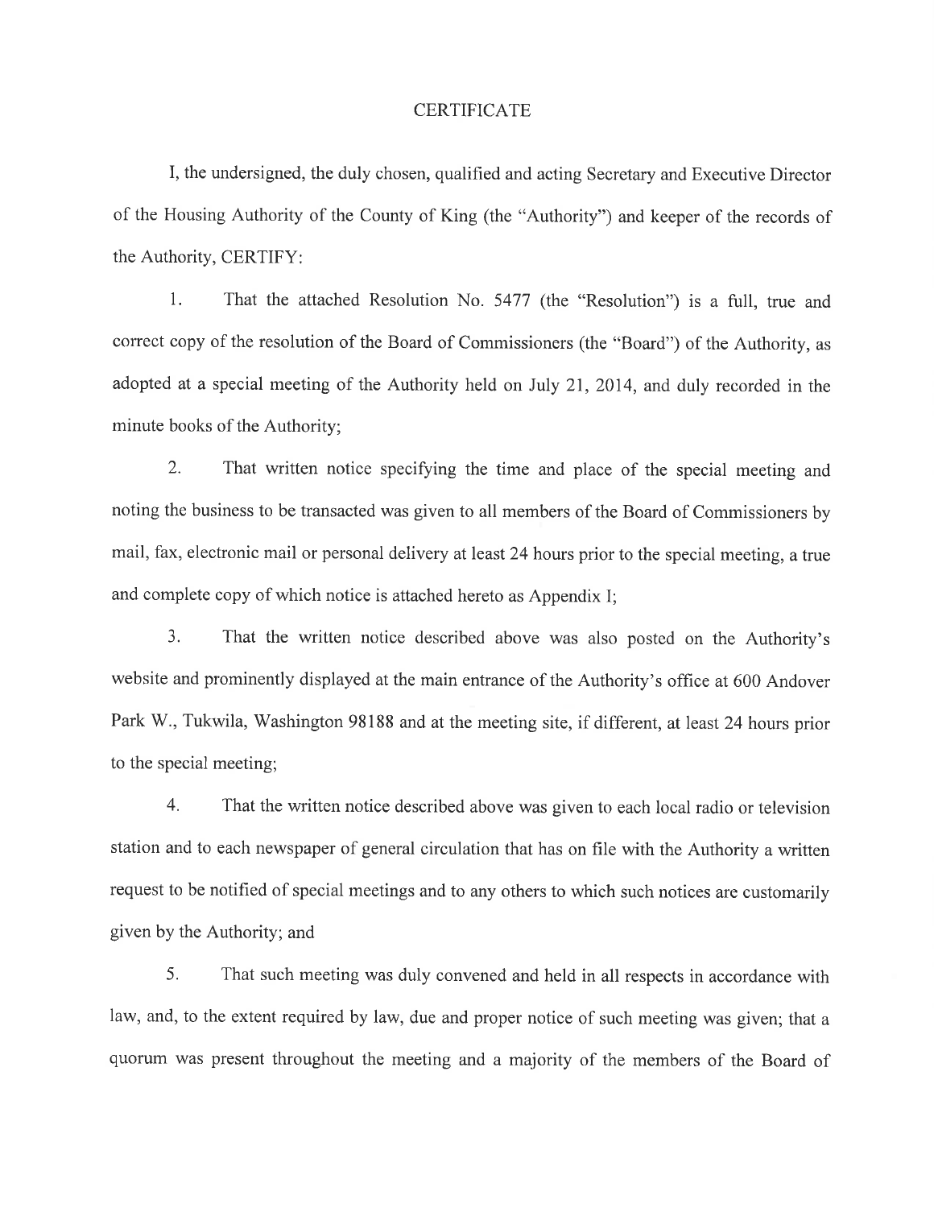# CERTIFICATE

I, the undersigned, the duly chosen, qualified and acting Secretary and Executive Director of the Housing Authority of the County of King (the "Authority") and keeper of the records of the Authority, CERTIFY:

1. That the attached Resolution No. 5477 (the "Resolution") is a full, true and correct copy of the resolution of the Board of Commissioners (the "Board") of the Authority, as adopted at a special meeting of the Authority held on July 21, 2014, and duly recorded in the minute books of the Authority;

2. That written notice specifying the time and place of the special meeting and noting the business to be transacted was given to all members of the Board of Commissioners by mail, fax, electronic mail or personal delivery at least 24 hours prior to the special meeting, a true and complete copy of which notice is attached hereto as Appendix I;

3. That the written notice described above was also posted on the Authority's website and prominently displayed at the main entrance of the Authority's office at 600 Andover Park W., Tukwila, Washington 98188 and at the meeting site, if different, at least 24 hours prior to the special meeting;

4. That the written notice described above was given to each local radio or television station and to each newspaper of general circulation that has on file with the Authority a written request to be notified of special meetings and to any others to which such notices are customarily given by the Authority; and

5. That such meeting was duly convened and held in all respects in accordance with law, and, to the extent required by law, due and proper notice of such meeting was given; that a quorum was present throughout the meeting and a majority of the members of the Board of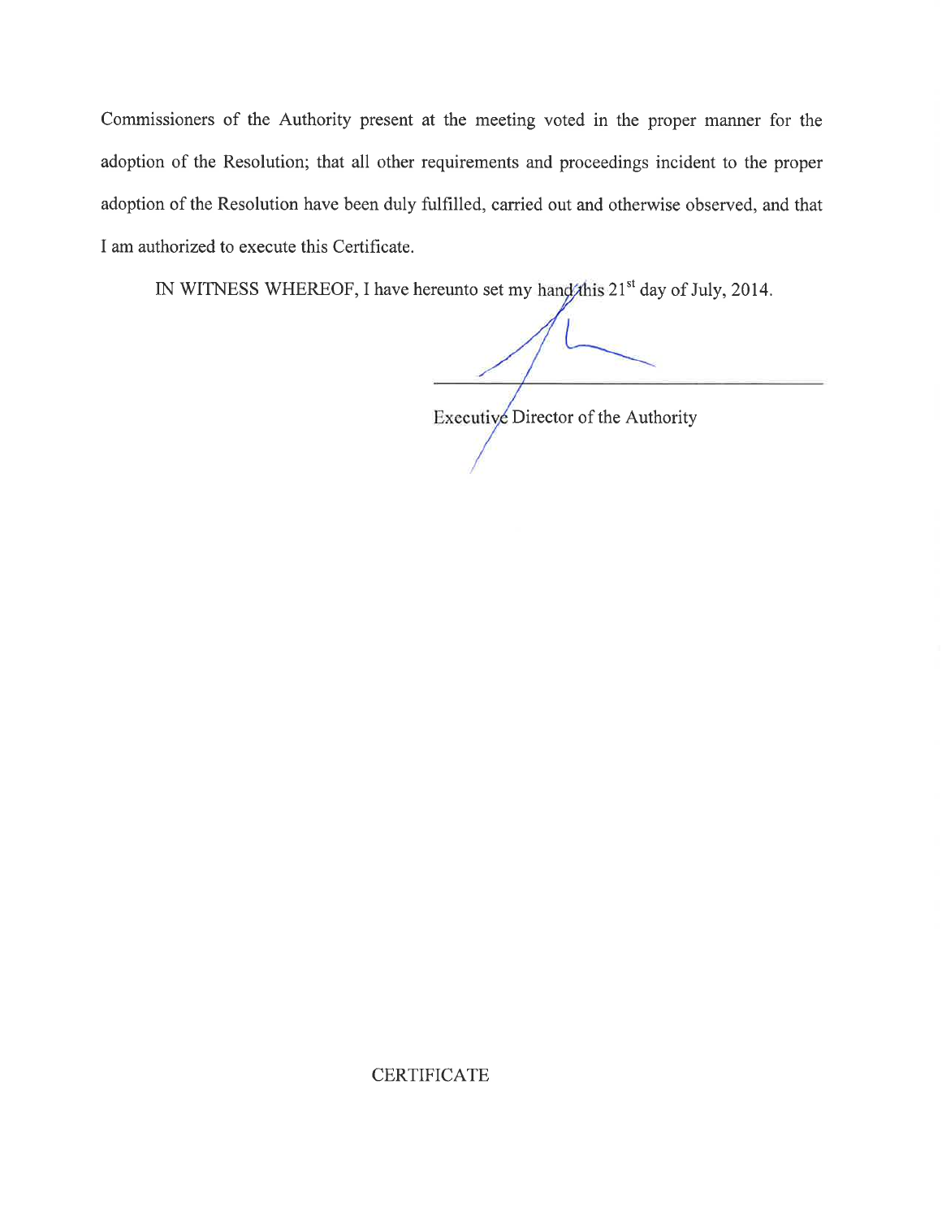Commissioners of the Authority present at the meeting voted in the proper manner for the adoption of the Resolution; that all other requirements and proceedings incident to the proper adoption of the Resolution have been duly fulfilled, carried out and otherwise observed, and that I am authorized to execute this Certificate.

IN WITNESS WHEREOF, I have hereunto set my hand this 21st day of July, 2014.

\_\_\_\_\_\_\_\_\_\_\_\_\_\_\_\_\_\_\_\_\_\_\_\_\_\_\_\_\_\_\_\_\_\_\_\_

Executive Director of the Authority

CERTIFICATE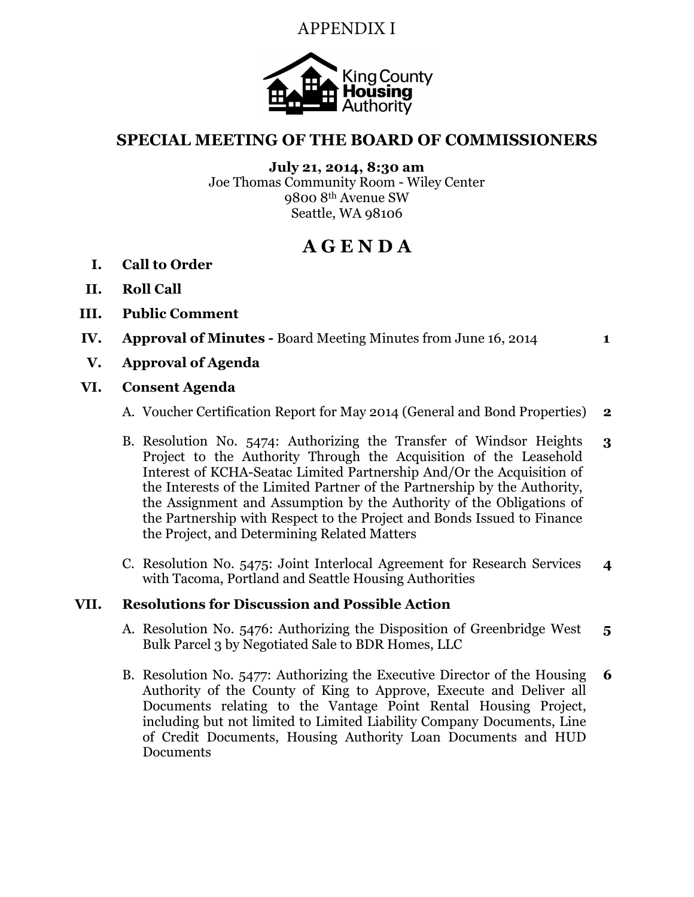APPENDIX I

King County Housing Authority

## SPECIAL MEETING OF THE BOARD OF COMMISSIONERS

**July 21, 2014, 8:30 am**
Joe Thomas Community Room - Wiley Center
9800 8th Avenue SW
Seattle, WA 98106

# A G E N D A

I. **Call to Order**

II. **Roll Call**

III. **Public Comment**

IV. **Approval of Minutes -** Board Meeting Minutes from June 16, 2014 **1**

V. **Approval of Agenda**

VI. **Consent Agenda**

A. Voucher Certification Report for May 2014 (General and Bond Properties) **2**

B. Resolution No. 5474: Authorizing the Transfer of Windsor Heights Project to the Authority Through the Acquisition of the Leasehold Interest of KCHA-Seatac Limited Partnership And/Or the Acquisition of the Interests of the Limited Partner of the Partnership by the Authority, the Assignment and Assumption by the Authority of the Obligations of the Partnership with Respect to the Project and Bonds Issued to Finance the Project, and Determining Related Matters **3**

C. Resolution No. 5475: Joint Interlocal Agreement for Research Services with Tacoma, Portland and Seattle Housing Authorities **4**

VII. **Resolutions for Discussion and Possible Action**

A. Resolution No. 5476: Authorizing the Disposition of Greenbridge West Bulk Parcel 3 by Negotiated Sale to BDR Homes, LLC **5**

B. Resolution No. 5477: Authorizing the Executive Director of the Housing Authority of the County of King to Approve, Execute and Deliver all Documents relating to the Vantage Point Rental Housing Project, including but not limited to Limited Liability Company Documents, Line of Credit Documents, Housing Authority Loan Documents and HUD Documents **6**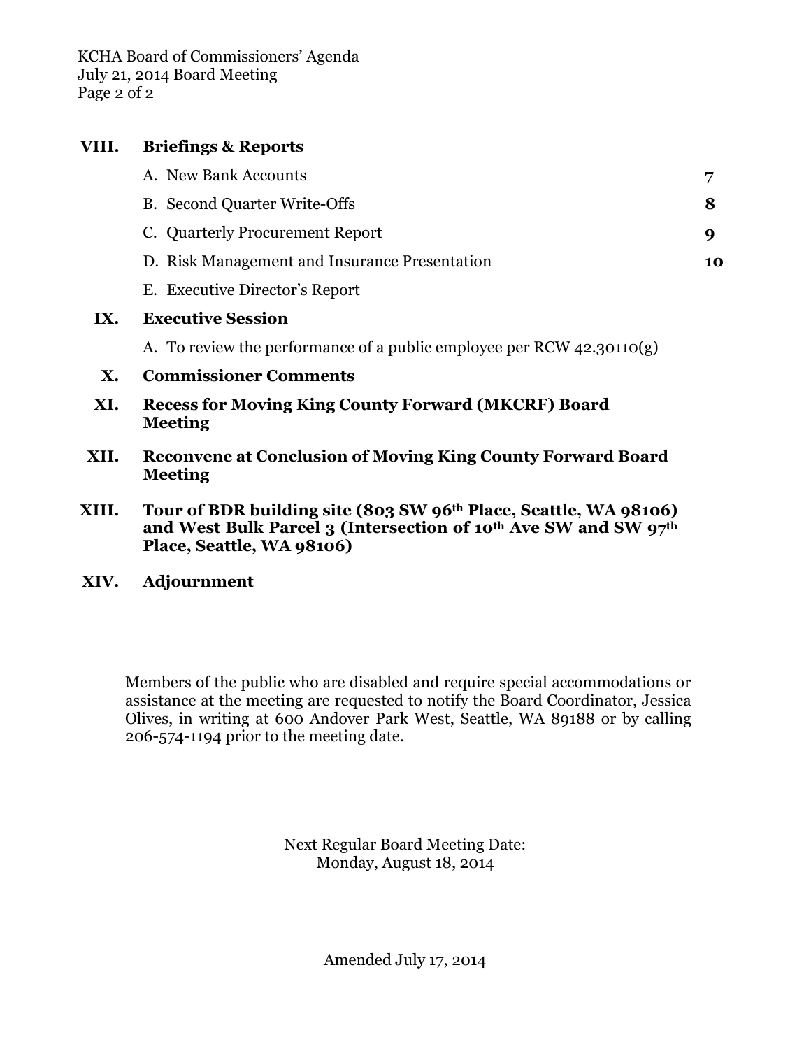## VIII. Briefings & Reports

| | | |
|---|---|---|
| A. | New Bank Accounts | **7** |
| B. | Second Quarter Write-Offs | **8** |
| C. | Quarterly Procurement Report | **9** |
| D. | Risk Management and Insurance Presentation | **10** |
| E. | Executive Director's Report | |

## IX. Executive Session

A. To review the performance of a public employee per RCW 42.30110(g)

## X. Commissioner Comments

## XI. Recess for Moving King County Forward (MKCRF) Board Meeting

## XII. Reconvene at Conclusion of Moving King County Forward Board Meeting

## XIII. Tour of BDR building site (803 SW 96th Place, Seattle, WA 98106) and West Bulk Parcel 3 (Intersection of 10th Ave SW and SW 97th Place, Seattle, WA 98106)

## XIV. Adjournment

Members of the public who are disabled and require special accommodations or assistance at the meeting are requested to notify the Board Coordinator, Jessica Olives, in writing at 600 Andover Park West, Seattle, WA 89188 or by calling 206-574-1194 prior to the meeting date.

Next Regular Board Meeting Date:
Monday, August 18, 2014

Amended July 17, 2014